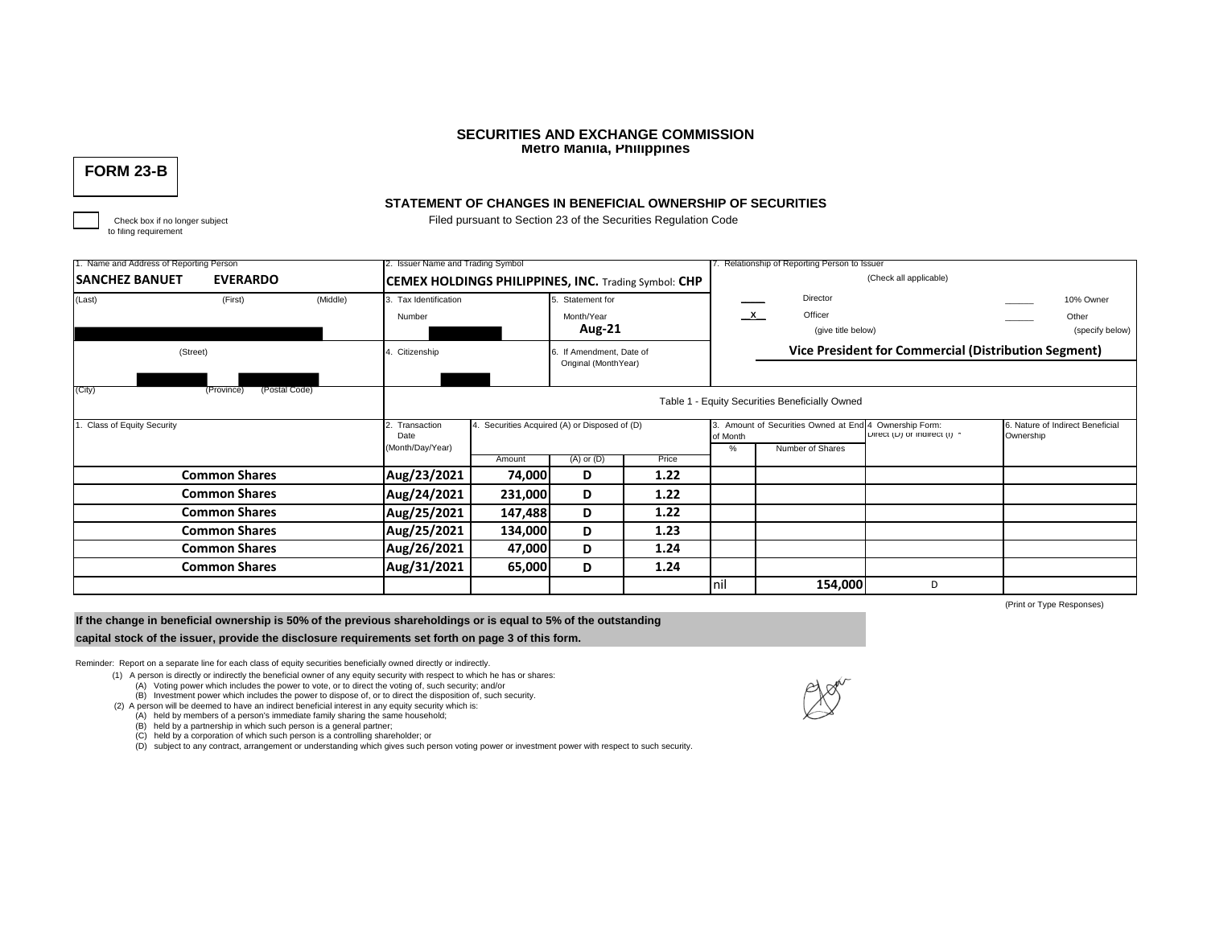**SECURITIES AND EXCHANGE COMMISSION**
**Metro Manila, Philippines**

**FORM 23-B**

## STATEMENT OF CHANGES IN BENEFICIAL OWNERSHIP OF SECURITIES

Filed pursuant to Section 23 of the Securities Regulation Code

☐ Check box if no longer subject to filing requirement

| 1. Name and Address of Reporting Person | 2. Issuer Name and Trading Symbol | 7. Relationship of Reporting Person to Issuer (Check all applicable) |
|---|---|---|
| **SANCHEZ BANUET EVERARDO** | **CEMEX HOLDINGS PHILIPPINES, INC.** Trading Symbol: **CHP** | ____ Director ______ 10% Owner |
| (Last) (First) (Middle) | 3. Tax Identification Number | 5. Statement for Month/Year **Aug-21** | _x_ Officer (give title below) ______ Other (specify below) |
| (Street) | 4. Citizenship | 6. If Amendment, Date of Original (MonthYear) | **Vice President for Commercial (Distribution Segment)** |
| (City) (Province) (Postal Code) | | |

Table 1 - Equity Securities Beneficially Owned

| 1. Class of Equity Security | 2. Transaction Date (Month/Day/Year) | 4. Securities Acquired (A) or Disposed of (D) Amount | (A) or (D) | Price | 3. Amount of Securities Owned at End of Month % | Number of Shares | 4 Ownership Form: Direct (D) or Indirect (I) * | 6. Nature of Indirect Beneficial Ownership |
|---|---|---|---|---|---|---|---|---|
| **Common Shares** | **Aug/23/2021** | **74,000** | **D** | **1.22** | | | | |
| **Common Shares** | **Aug/24/2021** | **231,000** | **D** | **1.22** | | | | |
| **Common Shares** | **Aug/25/2021** | **147,488** | **D** | **1.22** | | | | |
| **Common Shares** | **Aug/25/2021** | **134,000** | **D** | **1.23** | | | | |
| **Common Shares** | **Aug/26/2021** | **47,000** | **D** | **1.24** | | | | |
| **Common Shares** | **Aug/31/2021** | **65,000** | **D** | **1.24** | | | | |
| | | | | | nil | **154,000** | D | |

(Print or Type Responses)

**If the change in beneficial ownership is 50% of the previous shareholdings or is equal to 5% of the outstanding capital stock of the issuer, provide the disclosure requirements set forth on page 3 of this form.**

Reminder: Report on a separate line for each class of equity securities beneficially owned directly or indirectly.

(1) A person is directly or indirectly the beneficial owner of any equity security with respect to which he has or shares:
   (A) Voting power which includes the power to vote, or to direct the voting of, such security; and/or
   (B) Investment power which includes the power to dispose of, or to direct the disposition of, such security.

(2) A person will be deemed to have an indirect beneficial interest in any equity security which is:
   (A) held by members of a person's immediate family sharing the same household;
   (B) held by a partnership in which such person is a general partner;
   (C) held by a corporation of which such person is a controlling shareholder; or
   (D) subject to any contract, arrangement or understanding which gives such person voting power or investment power with respect to such security.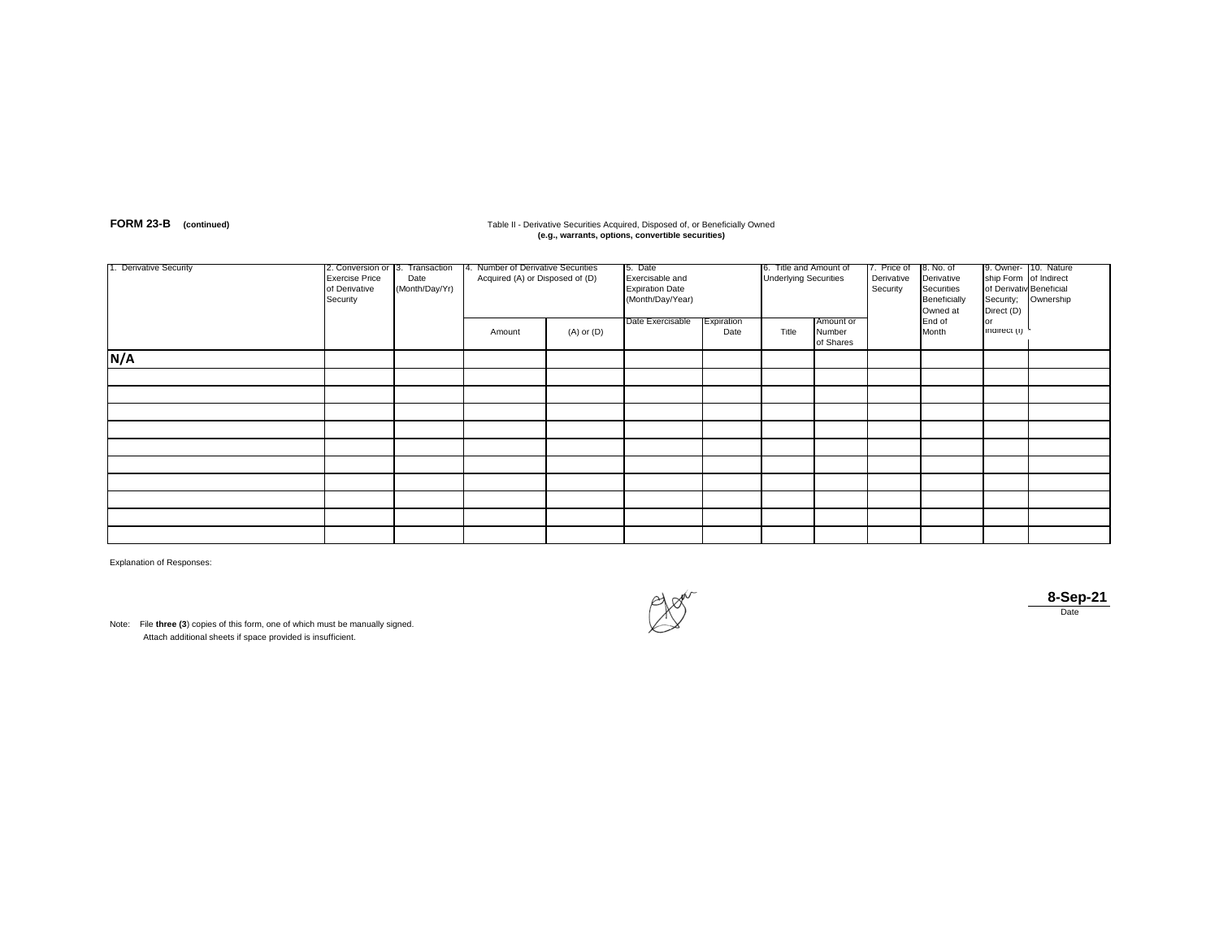**FORM 23-B** **(continued)**

Table II - Derivative Securities Acquired, Disposed of, or Beneficially Owned
**(e.g., warrants, options, convertible securities)**

| 1. Derivative Security | 2. Conversion or Exercise Price of Derivative Security | 3. Transaction Date (Month/Day/Yr) | 4. Number of Derivative Securities Acquired (A) or Disposed of (D) | | 5. Date Exercisable and Expiration Date (Month/Day/Year) | | 6. Title and Amount of Underlying Securities | | 7. Price of Derivative Security | 8. No. of Derivative Securities Beneficially Owned at End of Month | 9. Owner-ship Form of Derivative Security; Direct (D) or Indirect (I) | 10. Nature of Indirect Beneficial Ownership |
|---|---|---|---|---|---|---|---|---|---|---|---|---|
| | | | Amount | (A) or (D) | Date Exercisable | Expiration Date | Title | Amount or Number of Shares | | | | |
| **N/A** | | | | | | | | | | | | |
| | | | | | | | | | | | | |
| | | | | | | | | | | | | |
| | | | | | | | | | | | | |
| | | | | | | | | | | | | |
| | | | | | | | | | | | | |
| | | | | | | | | | | | | |
| | | | | | | | | | | | | |
| | | | | | | | | | | | | |
| | | | | | | | | | | | | |
| | | | | | | | | | | | | |

Explanation of Responses:

**8-Sep-21**
Date

Note: File **three (3**) copies of this form, one of which must be manually signed.
Attach additional sheets if space provided is insufficient.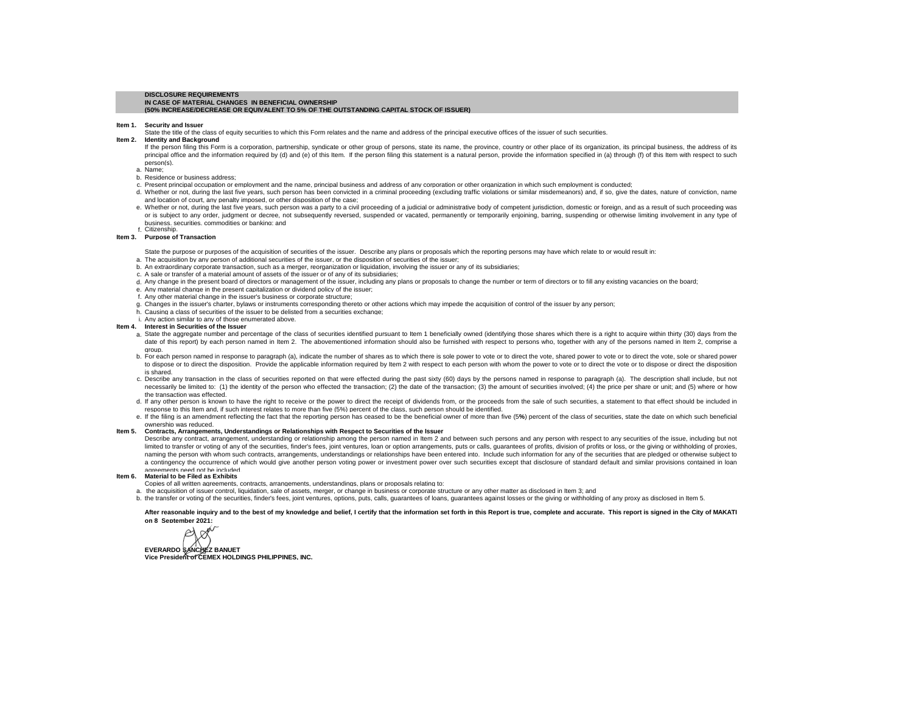**DISCLOSURE REQUIREMENTS**
**IN CASE OF MATERIAL CHANGES IN BENEFICIAL OWNERSHIP**
**(50% INCREASE/DECREASE OR EQUIVALENT TO 5% OF THE OUTSTANDING CAPITAL STOCK OF ISSUER)**

**Item 1. Security and Issuer**

State the title of the class of equity securities to which this Form relates and the name and address of the principal executive offices of the issuer of such securities.

**Item 2. Identity and Background**

If the person filing this Form is a corporation, partnership, syndicate or other group of persons, state its name, the province, country or other place of its organization, its principal business, the address of its principal office and the information required by (d) and (e) of this Item. If the person filing this statement is a natural person, provide the information specified in (a) through (f) of this Item with respect to such person(s).

a. Name;
b. Residence or business address;
c. Present principal occupation or employment and the name, principal business and address of any corporation or other organization in which such employment is conducted;
d. Whether or not, during the last five years, such person has been convicted in a criminal proceeding (excluding traffic violations or similar misdemeanors) and, if so, give the dates, nature of conviction, name and location of court, any penalty imposed, or other disposition of the case;
e. Whether or not, during the last five years, such person was a party to a civil proceeding of a judicial or administrative body of competent jurisdiction, domestic or foreign, and as a result of such proceeding was or is subject to any order, judgment or decree, not subsequently reversed, suspended or vacated, permanently or temporarily enjoining, barring, suspending or otherwise limiting involvement in any type of business, securities, commodities or banking; and
f. Citizenship.

**Item 3. Purpose of Transaction**

State the purpose or purposes of the acquisition of securities of the issuer. Describe any plans or proposals which the reporting persons may have which relate to or would result in:

a. The acquisition by any person of additional securities of the issuer, or the disposition of securities of the issuer;
b. An extraordinary corporate transaction, such as a merger, reorganization or liquidation, involving the issuer or any of its subsidiaries;
c. A sale or transfer of a material amount of assets of the issuer or of any of its subsidiaries;
d. Any change in the present board of directors or management of the issuer, including any plans or proposals to change the number or term of directors or to fill any existing vacancies on the board;
e. Any material change in the present capitalization or dividend policy of the issuer;
f. Any other material change in the issuer's business or corporate structure;
g. Changes in the issuer's charter, bylaws or instruments corresponding thereto or other actions which may impede the acquisition of control of the issuer by any person;
h. Causing a class of securities of the issuer to be delisted from a securities exchange;
i. Any action similar to any of those enumerated above.

**Item 4. Interest in Securities of the Issuer**

a. State the aggregate number and percentage of the class of securities identified pursuant to Item 1 beneficially owned (identifying those shares which there is a right to acquire within thirty (30) days from the date of this report) by each person named in Item 2. The abovementioned information should also be furnished with respect to persons who, together with any of the persons named in Item 2, comprise a group.
b. For each person named in response to paragraph (a), indicate the number of shares as to which there is sole power to vote or to direct the vote, shared power to vote or to direct the vote, sole or shared power to dispose or to direct the disposition. Provide the applicable information required by Item 2 with respect to each person with whom the power to vote or to direct the vote or to dispose or direct the disposition is shared.
c. Describe any transaction in the class of securities reported on that were effected during the past sixty (60) days by the persons named in response to paragraph (a). The description shall include, but not necessarily be limited to: (1) the identity of the person who effected the transaction; (2) the date of the transaction; (3) the amount of securities involved; (4) the price per share or unit; and (5) where or how the transaction was effected.
d. If any other person is known to have the right to receive or the power to direct the receipt of dividends from, or the proceeds from the sale of such securities, a statement to that effect should be included in response to this Item and, if such interest relates to more than five (5%) percent of the class, such person should be identified.
e. If the filing is an amendment reflecting the fact that the reporting person has ceased to be the beneficial owner of more than five (5**%**) percent of the class of securities, state the date on which such beneficial ownership was reduced.

**Item 5. Contracts, Arrangements, Understandings or Relationships with Respect to Securities of the Issuer**

Describe any contract, arrangement, understanding or relationship among the person named in Item 2 and between such persons and any person with respect to any securities of the issue, including but not limited to transfer or voting of any of the securities, finder's fees, joint ventures, loan or option arrangements, puts or calls, guarantees of profits, division of profits or loss, or the giving or withholding of proxies, naming the person with whom such contracts, arrangements, understandings or relationships have been entered into. Include such information for any of the securities that are pledged or otherwise subject to a contingency the occurrence of which would give another person voting power or investment power over such securities except that disclosure of standard default and similar provisions contained in loan agreements need not be included.

**Item 6. Material to be Filed as Exhibits**

Copies of all written agreements, contracts, arrangements, understandings, plans or proposals relating to:

a. the acquisition of issuer control, liquidation, sale of assets, merger, or change in business or corporate structure or any other matter as disclosed in Item 3; and
b. the transfer or voting of the securities, finder's fees, joint ventures, options, puts, calls, guarantees of loans, guarantees against losses or the giving or withholding of any proxy as disclosed in Item 5.

**After reasonable inquiry and to the best of my knowledge and belief, I certify that the information set forth in this Report is true, complete and accurate. This report is signed in the City of MAKATI on 8 September 2021:**

**EVERARDO SANCHEZ BANUET**
**Vice President of CEMEX HOLDINGS PHILIPPINES, INC.**